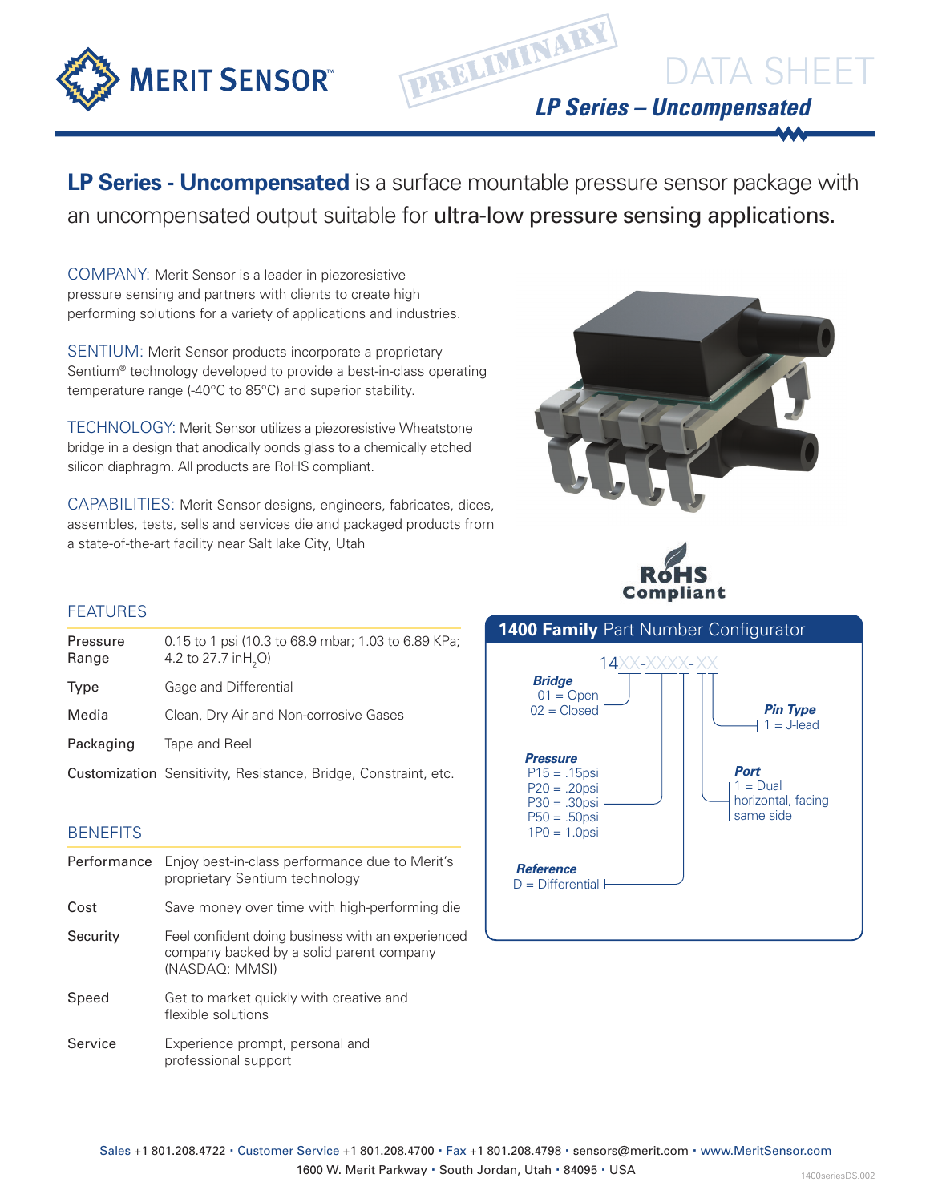# DATA SHEET

## LP Series – Uncompensated

PRELIMINARY

**LP Series - Uncompensated** is a surface mountable pressure sensor package with an uncompensated output suitable for **ultra-low pressure sensing applications.**

COMPANY: Merit Sensor is a leader in piezoresistive pressure sensing and partners with clients to create high performing solutions for a variety of applications and industries.

SENTIUM: Merit Sensor products incorporate a proprietary Sentium® technology developed to provide a best-in-class operating temperature range (-40°C to 85°C) and superior stability.

TECHNOLOGY: Merit Sensor utilizes a piezoresistive Wheatstone bridge in a design that anodically bonds glass to a chemically etched silicon diaphragm. All products are RoHS compliant.

CAPABILITIES: Merit Sensor designs, engineers, fabricates, dices, assembles, tests, sells and services die and packaged products from a state-of-the-art facility near Salt lake City, Utah

RoHS Compliant

### FEATURES

| | |
|---|---|
| Pressure Range | 0.15 to 1 psi (10.3 to 68.9 mbar; 1.03 to 6.89 KPa; 4.2 to 27.7 inH$_2$O) |
| Type | Gage and Differential |
| Media | Clean, Dry Air and Non-corrosive Gases |
| Packaging | Tape and Reel |
| Customization | Sensitivity, Resistance, Bridge, Constraint, etc. |

### BENEFITS

| | |
|---|---|
| Performance | Enjoy best-in-class performance due to Merit's proprietary Sentium technology |
| Cost | Save money over time with high-performing die |
| Security | Feel confident doing business with an experienced company backed by a solid parent company (NASDAQ: MMSI) |
| Speed | Get to market quickly with creative and flexible solutions |
| Service | Experience prompt, personal and professional support |

### 1400 Family Part Number Configurator

14XX-XXXX-XX

**Bridge**
- 01 = Open
- 02 = Closed

**Pressure**
- P15 = .15psi
- P20 = .20psi
- P30 = .30psi
- P50 = .50psi
- 1P0 = 1.0psi

**Reference**
- D = Differential

**Pin Type**
- 1 = J-lead

**Port**
- 1 = Dual horizontal, facing same side

Sales +1 801.208.4722 • Customer Service +1 801.208.4700 • Fax +1 801.208.4798 • sensors@merit.com • www.MeritSensor.com
1600 W. Merit Parkway • South Jordan, Utah • 84095 • USA

1400seriesDS.002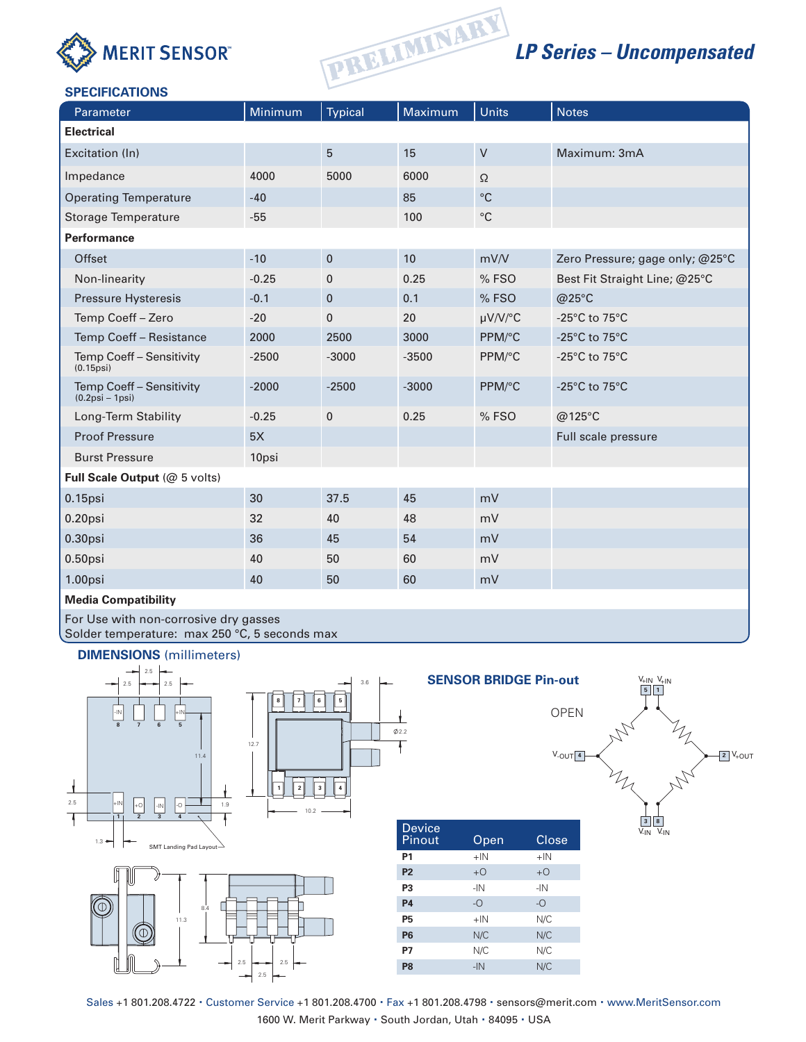MERIT SENSOR™

PRELIMINARY

# LP Series – Uncompensated

## SPECIFICATIONS

| Parameter | Minimum | Typical | Maximum | Units | Notes |
|---|---|---|---|---|---|
| **Electrical** | | | | | |
| Excitation (In) | | 5 | 15 | V | Maximum: 3mA |
| Impedance | 4000 | 5000 | 6000 | Ω | |
| Operating Temperature | -40 | | 85 | °C | |
| Storage Temperature | -55 | | 100 | °C | |
| **Performance** | | | | | |
| Offset | -10 | 0 | 10 | mV/V | Zero Pressure; gage only; @25°C |
| Non-linearity | -0.25 | 0 | 0.25 | % FSO | Best Fit Straight Line; @25°C |
| Pressure Hysteresis | -0.1 | 0 | 0.1 | % FSO | @25°C |
| Temp Coeff – Zero | -20 | 0 | 20 | μV/V/°C | -25°C to 75°C |
| Temp Coeff – Resistance | 2000 | 2500 | 3000 | PPM/°C | -25°C to 75°C |
| Temp Coeff – Sensitivity (0.15psi) | -2500 | -3000 | -3500 | PPM/°C | -25°C to 75°C |
| Temp Coeff – Sensitivity (0.2psi – 1psi) | -2000 | -2500 | -3000 | PPM/°C | -25°C to 75°C |
| Long-Term Stability | -0.25 | 0 | 0.25 | % FSO | @125°C |
| Proof Pressure | 5X | | | | Full scale pressure |
| Burst Pressure | 10psi | | | | |
| **Full Scale Output** (@ 5 volts) | | | | | |
| 0.15psi | 30 | 37.5 | 45 | mV | |
| 0.20psi | 32 | 40 | 48 | mV | |
| 0.30psi | 36 | 45 | 54 | mV | |
| 0.50psi | 40 | 50 | 60 | mV | |
| 1.00psi | 40 | 50 | 60 | mV | |
| **Media Compatibility** | | | | | |
| For Use with non-corrosive dry gasses<br>Solder temperature: max 250 °C, 5 seconds max | | | | | |

## DIMENSIONS (millimeters)

2.5
2.5
2.5
-IN +IN
8 7 6 5
11.4
2.5
+IN +O -IN -O
1 2 3 4
1.9
1.3
SMT Landing Pad Layout

3.6
8 7 6 5
12.7
Ø2.2
1 2 3 4
10.2

11.3
8.4
2.5 2.5
2.5

## SENSOR BRIDGE Pin-out

OPEN

$V_{+IN}$ $V_{+IN}$ 5 1
$V_{-OUT}$ 4
2 $V_{+OUT}$
3 8 $V_{-IN}$ $V_{-IN}$

| Device Pinout | Open | Close |
|---|---|---|
| **P1** | +IN | +IN |
| **P2** | +O | +O |
| **P3** | -IN | -IN |
| **P4** | -O | -O |
| **P5** | +IN | N/C |
| **P6** | N/C | N/C |
| **P7** | N/C | N/C |
| **P8** | -IN | N/C |

Sales +1 801.208.4722 • Customer Service +1 801.208.4700 • Fax +1 801.208.4798 • sensors@merit.com • www.MeritSensor.com
1600 W. Merit Parkway • South Jordan, Utah • 84095 • USA